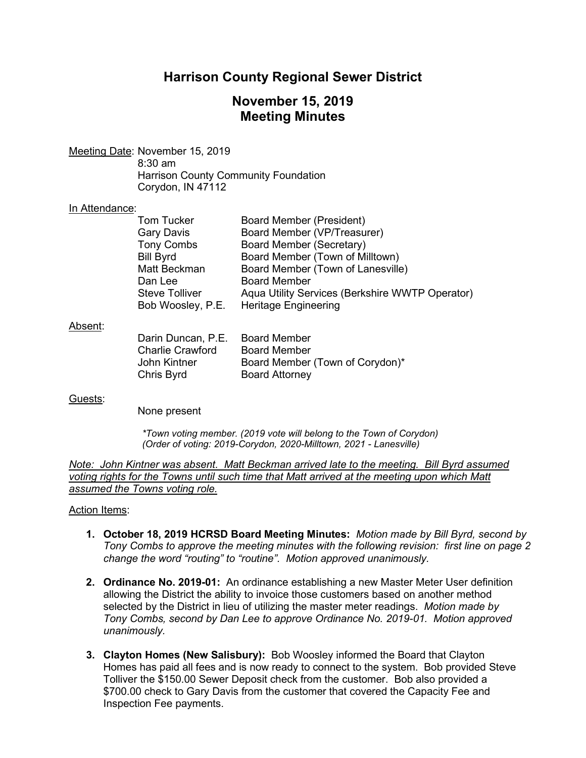# Harrison County Regional Sewer District

## November 15, 2019
## Meeting Minutes

<u>Meeting Date</u>: November 15, 2019
8:30 am
Harrison County Community Foundation
Corydon, IN 47112

<u>In Attendance</u>:

| | |
|---|---|
| Tom Tucker | Board Member (President) |
| Gary Davis | Board Member (VP/Treasurer) |
| Tony Combs | Board Member (Secretary) |
| Bill Byrd | Board Member (Town of Milltown) |
| Matt Beckman | Board Member (Town of Lanesville) |
| Dan Lee | Board Member |
| Steve Tolliver | Aqua Utility Services (Berkshire WWTP Operator) |
| Bob Woosley, P.E. | Heritage Engineering |

<u>Absent</u>:

| | |
|---|---|
| Darin Duncan, P.E. | Board Member |
| Charlie Crawford | Board Member |
| John Kintner | Board Member (Town of Corydon)* |
| Chris Byrd | Board Attorney |

<u>Guests</u>:

None present

*\*Town voting member. (2019 vote will belong to the Town of Corydon)*
*(Order of voting: 2019-Corydon, 2020-Milltown, 2021 - Lanesville)*

*<u>Note: John Kintner was absent. Matt Beckman arrived late to the meeting. Bill Byrd assumed voting rights for the Towns until such time that Matt arrived at the meeting upon which Matt assumed the Towns voting role.</u>*

<u>Action Items</u>:

1. **October 18, 2019 HCRSD Board Meeting Minutes:** *Motion made by Bill Byrd, second by Tony Combs to approve the meeting minutes with the following revision: first line on page 2 change the word "routing" to "routine". Motion approved unanimously.*

2. **Ordinance No. 2019-01:** An ordinance establishing a new Master Meter User definition allowing the District the ability to invoice those customers based on another method selected by the District in lieu of utilizing the master meter readings. *Motion made by Tony Combs, second by Dan Lee to approve Ordinance No. 2019-01. Motion approved unanimously.*

3. **Clayton Homes (New Salisbury):** Bob Woosley informed the Board that Clayton Homes has paid all fees and is now ready to connect to the system. Bob provided Steve Tolliver the $150.00 Sewer Deposit check from the customer. Bob also provided a $700.00 check to Gary Davis from the customer that covered the Capacity Fee and Inspection Fee payments.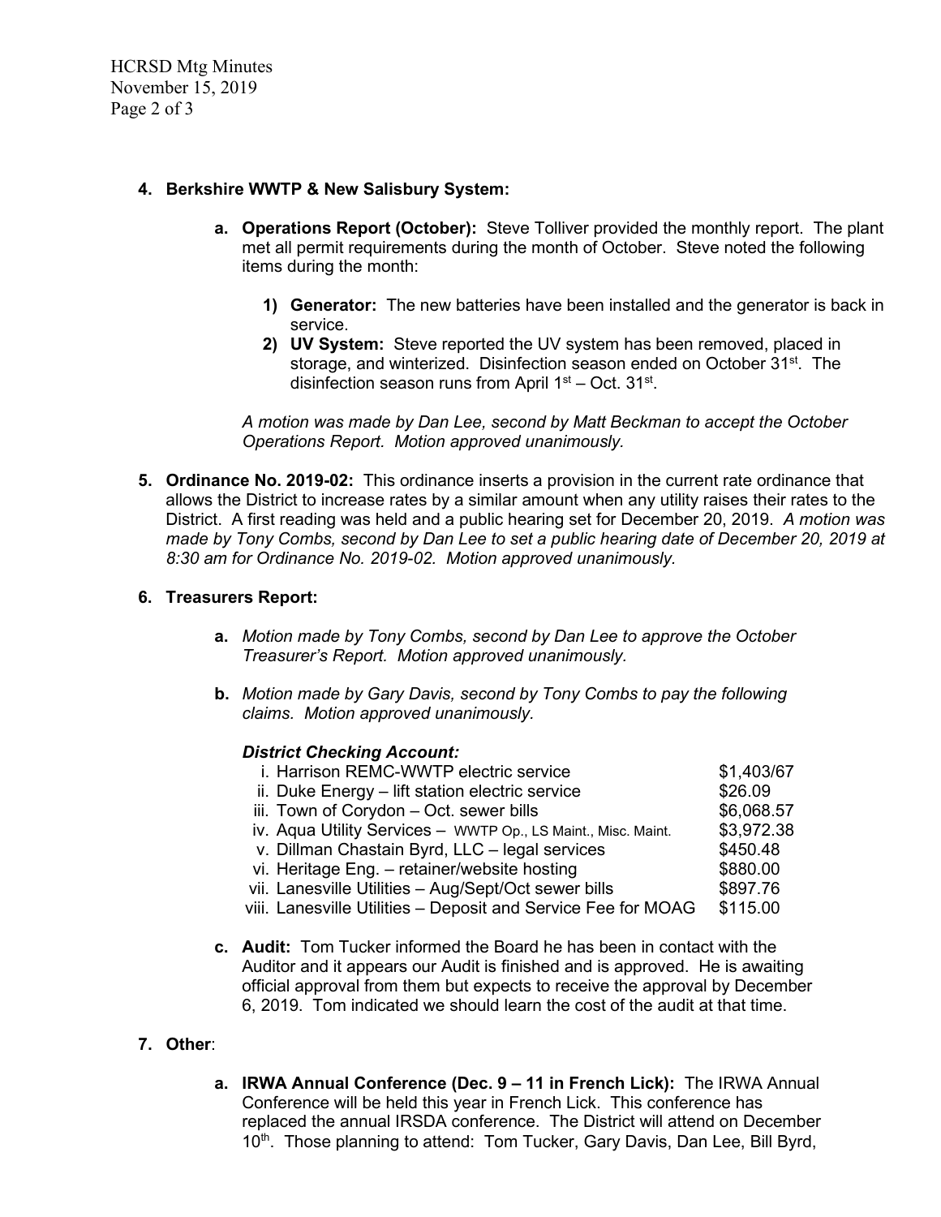4. **Berkshire WWTP & New Salisbury System:**

   a. **Operations Report (October):** Steve Tolliver provided the monthly report. The plant met all permit requirements during the month of October. Steve noted the following items during the month:

      1) **Generator:** The new batteries have been installed and the generator is back in service.
      2) **UV System:** Steve reported the UV system has been removed, placed in storage, and winterized. Disinfection season ended on October 31st. The disinfection season runs from April 1st – Oct. 31st.

   *A motion was made by Dan Lee, second by Matt Beckman to accept the October Operations Report. Motion approved unanimously.*

5. **Ordinance No. 2019-02:** This ordinance inserts a provision in the current rate ordinance that allows the District to increase rates by a similar amount when any utility raises their rates to the District. A first reading was held and a public hearing set for December 20, 2019. *A motion was made by Tony Combs, second by Dan Lee to set a public hearing date of December 20, 2019 at 8:30 am for Ordinance No. 2019-02. Motion approved unanimously.*

6. **Treasurers Report:**

   a. *Motion made by Tony Combs, second by Dan Lee to approve the October Treasurer's Report. Motion approved unanimously.*

   b. *Motion made by Gary Davis, second by Tony Combs to pay the following claims. Motion approved unanimously.*

   ***District Checking Account:***

   | | |
   |---|---|
   | i. Harrison REMC-WWTP electric service | $1,403/67 |
   | ii. Duke Energy – lift station electric service | $26.09 |
   | iii. Town of Corydon – Oct. sewer bills | $6,068.57 |
   | iv. Aqua Utility Services – WWTP Op., LS Maint., Misc. Maint. | $3,972.38 |
   | v. Dillman Chastain Byrd, LLC – legal services | $450.48 |
   | vi. Heritage Eng. – retainer/website hosting | $880.00 |
   | vii. Lanesville Utilities – Aug/Sept/Oct sewer bills | $897.76 |
   | viii. Lanesville Utilities – Deposit and Service Fee for MOAG | $115.00 |

   c. **Audit:** Tom Tucker informed the Board he has been in contact with the Auditor and it appears our Audit is finished and is approved. He is awaiting official approval from them but expects to receive the approval by December 6, 2019. Tom indicated we should learn the cost of the audit at that time.

7. **Other**:

   a. **IRWA Annual Conference (Dec. 9 – 11 in French Lick):** The IRWA Annual Conference will be held this year in French Lick. This conference has replaced the annual IRSDA conference. The District will attend on December 10th. Those planning to attend: Tom Tucker, Gary Davis, Dan Lee, Bill Byrd,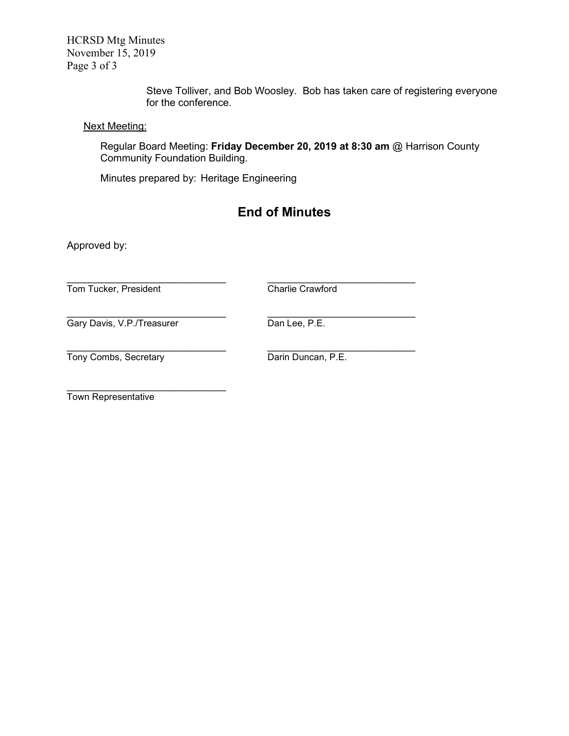Steve Tolliver, and Bob Woosley. Bob has taken care of registering everyone for the conference.

Next Meeting:

Regular Board Meeting: **Friday December 20, 2019 at 8:30 am** @ Harrison County Community Foundation Building.

Minutes prepared by: Heritage Engineering

## End of Minutes

Approved by:

| | |
|---|---|
| ______________________________ | ______________________________ |
| Tom Tucker, President | Charlie Crawford |
| ______________________________ | ______________________________ |
| Gary Davis, V.P./Treasurer | Dan Lee, P.E. |
| ______________________________ | ______________________________ |
| Tony Combs, Secretary | Darin Duncan, P.E. |
| ______________________________ | |
| Town Representative | |